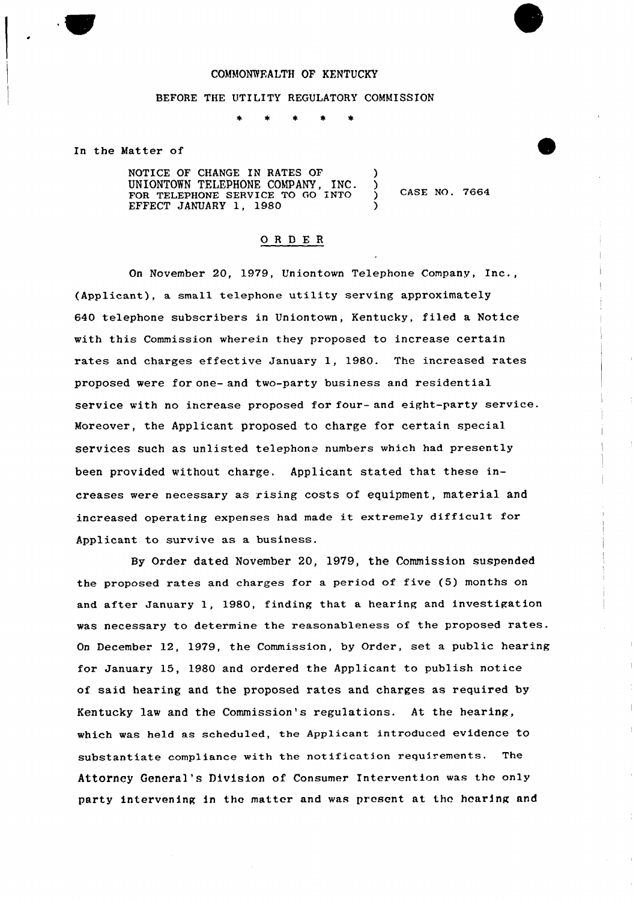COMMONWEALTH OF KENTUCKY

BEFORE THE UTILITY REGULATORY COMMISSION

\* \* \* \* \*

In the Matter of

NOTICE OF CHANGE IN RATES OF UNIONTOWN TELEPHONE COMPANY, INC. FOR TELEPHONE SERVICE TO GO INTO EFFECT JANUARY 1, 1980 ) CASE NO. 7664

## O R D E R

On November 20, 1979, Uniontown Telephone Company, Inc., (Applicant), a small telephone utility serving approximately 640 telephone subscribers in Uniontown, Kentucky, filed a Notice with this Commission wherein they proposed to increase certain rates and charges effective January 1, 1980. The increased rates proposed were for one- and two-party business and residential service with no increase proposed for four- and eight-party service. Moreover, the Applicant proposed to charge for certain special services such as unlisted telephone numbers which had presently been provided without charge. Applicant stated that these increases were necessary as rising costs of equipment, material and increased operating expenses had made it extremely difficult for Applicant to survive as a business.

By Order dated November 20, 1979, the Commission suspended the proposed rates and charges for a period of five (5) months on and after January 1, 1980, finding that a hearing and investigation was necessary to determine the reasonableness of the proposed rates. On December 12, 1979, the Commission, by Order, set a public hearing for January 15, 1980 and ordered the Applicant to publish notice of said hearing and the proposed rates and charges as required by Kentucky law and the Commission's regulations. At the hearing, which was held as scheduled, the Applicant introduced evidence to substantiate compliance with the notification requirements. The Attorney General's Division of Consumer Intervention was the only party intervening in the matter and was present at the hearing and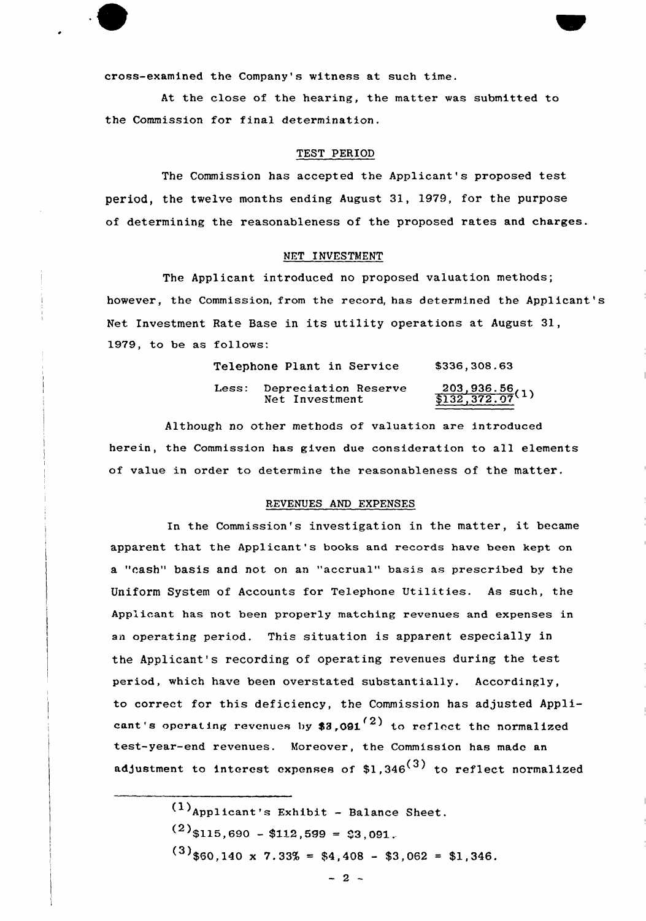cross-examined the Company's witness at such time.

At the close of the hearing, the matter was submitted to the Commission for final determination.

## TEST PERIOD

The Commission has accepted the Applicant's proposed test period, the twelve months ending August 31, 1979, for the purpose of determining the reasonableness of the proposed rates and charges.

## NET INVESTMENT

The Applicant introduced no proposed valuation methods; however, the Commission, from the record, has determined the Applicant's Net Investment Rate Base in its utility operations at August 31, 1979, to be as follows:

| | |
|---|---|
| Telephone Plant in Service | $336,308.63 |
| Less: Depreciation Reserve | 203,936.56 |
| Net Investment | $132,372.07[1] |

Although no other methods of valuation are introduced herein, the Commission has given due consideration to all elements of value in order to determine the reasonableness of the matter.

## REVENUES AND EXPENSES

In the Commission's investigation in the matter, it became apparent that the Applicant's books and records have been kept on a "cash" basis and not on an "accrual" basis as prescribed by the Uniform System of Accounts for Telephone Utilities. As such, the Applicant has not been properly matching revenues and expenses in an operating period. This situation is apparent especially in the Applicant's recording of operating revenues during the test period, which have been overstated substantially. Accordingly, to correct for this deficiency, the Commission has adjusted Applicant's operating revenues by $3,091[2] to reflect the normalized test-year-end revenues. Moreover, the Commission has made an adjustment to interest expenses of $1,346[3] to reflect normalized

---

(1) Applicant's Exhibit - Balance Sheet.

(2) $115,690 - $112,599 = $3,091.

(3) $60,140 x 7.33% = $4,408 - $3,062 = $1,346.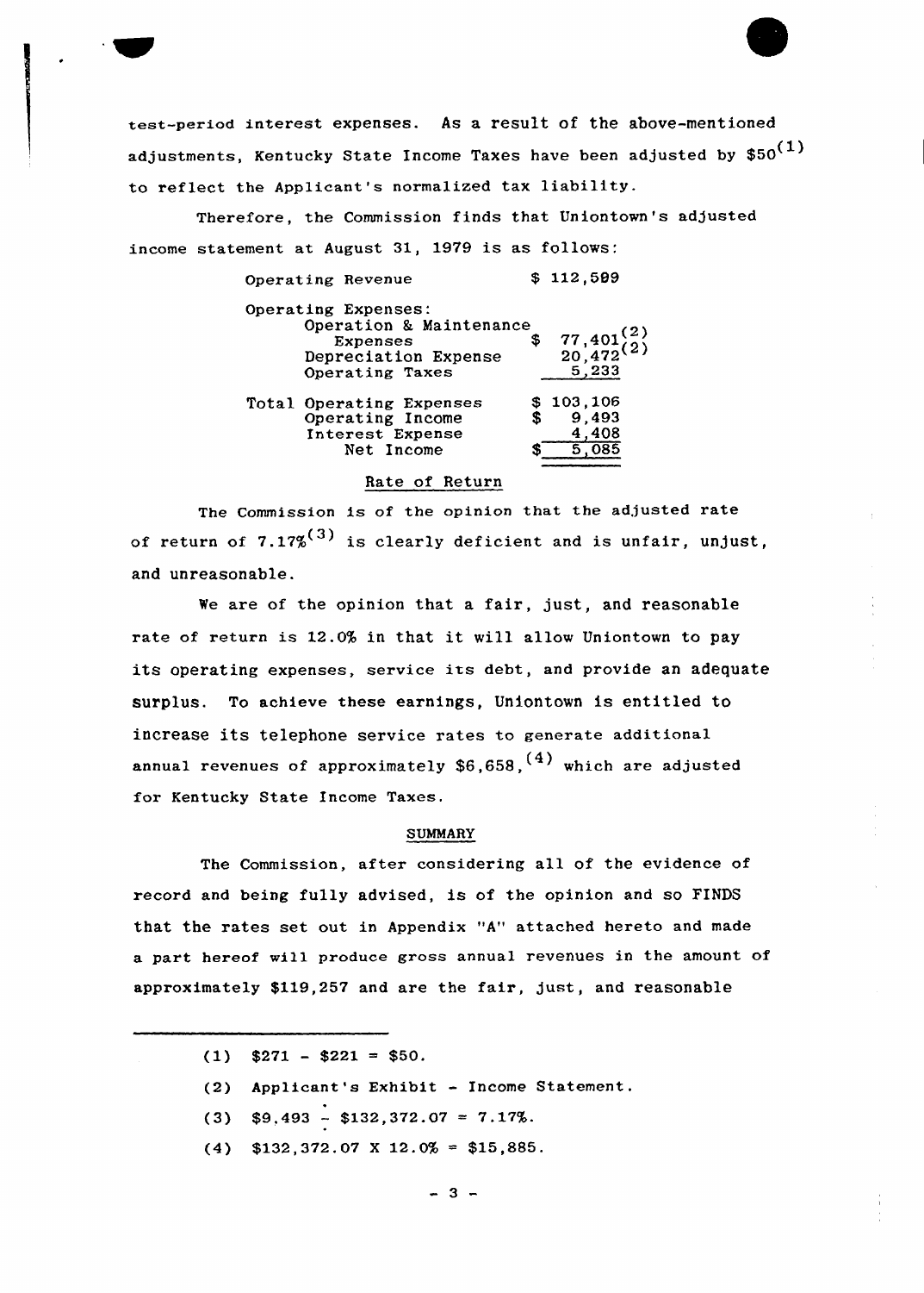test-period interest expenses. As a result of the above-mentioned adjustments, Kentucky State Income Taxes have been adjusted by $50[1] to reflect the Applicant's normalized tax liability.

Therefore, the Commission finds that Uniontown's adjusted income statement at August 31, 1979 is as follows:

| | |
|---|---|
| Operating Revenue | $ 112,599 |
| Operating Expenses: | |
| Operation & Maintenance Expenses | $ 77,401[2] |
| Depreciation Expense | 20,472[2] |
| Operating Taxes | 5,233 |
| Total Operating Expenses | $ 103,106 |
| Operating Income | $ 9,493 |
| Interest Expense | 4,408 |
| Net Income | $ 5,085 |

## Rate of Return

The Commission is of the opinion that the adjusted rate of return of 7.17%[3] is clearly deficient and is unfair, unjust, and unreasonable.

We are of the opinion that a fair, just, and reasonable rate of return is 12.0% in that it will allow Uniontown to pay its operating expenses, service its debt, and provide an adequate surplus. To achieve these earnings, Uniontown is entitled to increase its telephone service rates to generate additional annual revenues of approximately $6,658,[4] which are adjusted for Kentucky State Income Taxes.

## SUMMARY

The Commission, after considering all of the evidence of record and being fully advised, is of the opinion and so FINDS that the rates set out in Appendix "A" attached hereto and made a part hereof will produce gross annual revenues in the amount of approximately $119,257 and are the fair, just, and reasonable

---

(1) $271 - $221 = $50.

(2) Applicant's Exhibit - Income Statement.

(3) $9,493 ÷ $132,372.07 = 7.17%.

(4) $132,372.07 X 12.0% = $15,885.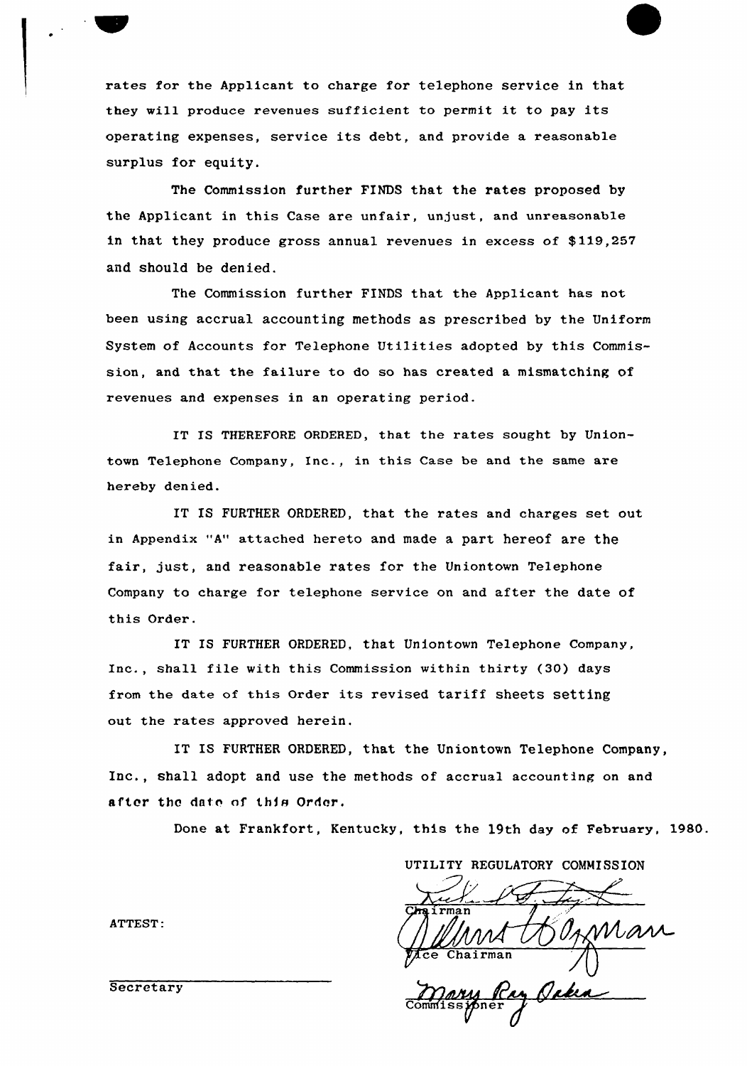rates for the Applicant to charge for telephone service in that they will produce revenues sufficient to permit it to pay its operating expenses, service its debt, and provide a reasonable surplus for equity.

The Commission further FINDS that the rates proposed by the Applicant in this Case are unfair, unjust, and unreasonable in that they produce gross annual revenues in excess of $119,257 and should be denied.

The Commission further FINDS that the Applicant has not been using accrual accounting methods as prescribed by the Uniform System of Accounts for Telephone Utilities adopted by this Commission, and that the failure to do so has created a mismatching of revenues and expenses in an operating period.

IT IS THEREFORE ORDERED, that the rates sought by Uniontown Telephone Company, Inc., in this Case be and the same are hereby denied.

IT IS FURTHER ORDERED, that the rates and charges set out in Appendix "A" attached hereto and made a part hereof are the fair, just, and reasonable rates for the Uniontown Telephone Company to charge for telephone service on and after the date of this Order.

IT IS FURTHER ORDERED, that Uniontown Telephone Company, Inc., shall file with this Commission within thirty (30) days from the date of this Order its revised tariff sheets setting out the rates approved herein.

IT IS FURTHER ORDERED, that the Uniontown Telephone Company, Inc., shall adopt and use the methods of accrual accounting on and after the date of this Order.

Done at Frankfort, Kentucky, this the 19th day of February, 1980.

UTILITY REGULATORY COMMISSION

Chairman

Vice Chairman

Commissioner

ATTEST:

Secretary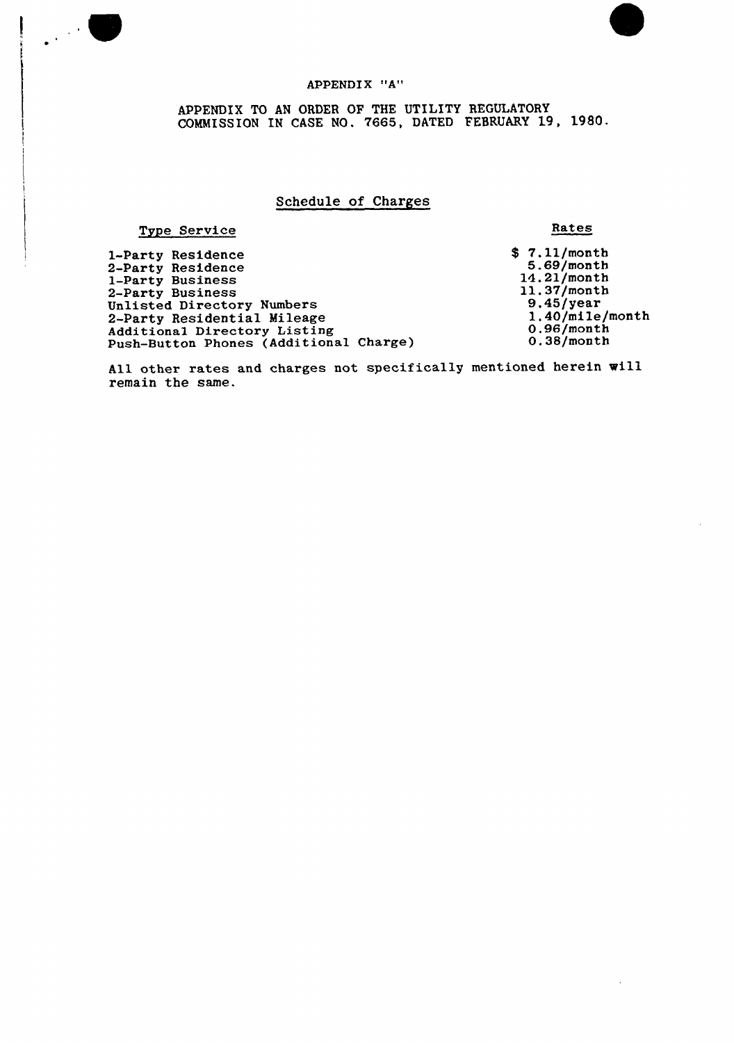APPENDIX "A"

APPENDIX TO AN ORDER OF THE UTILITY REGULATORY COMMISSION IN CASE NO. 7665, DATED FEBRUARY 19, 1980.

## Schedule of Charges

| Type Service | Rates |
|---|---|
| 1-Party Residence | $ 7.11/month |
| 2-Party Residence | 5.69/month |
| 1-Party Business | 14.21/month |
| 2-Party Business | 11.37/month |
| Unlisted Directory Numbers | 9.45/year |
| 2-Party Residential Mileage | 1.40/mile/month |
| Additional Directory Listing | 0.96/month |
| Push-Button Phones (Additional Charge) | 0.38/month |

All other rates and charges not specifically mentioned herein will remain the same.